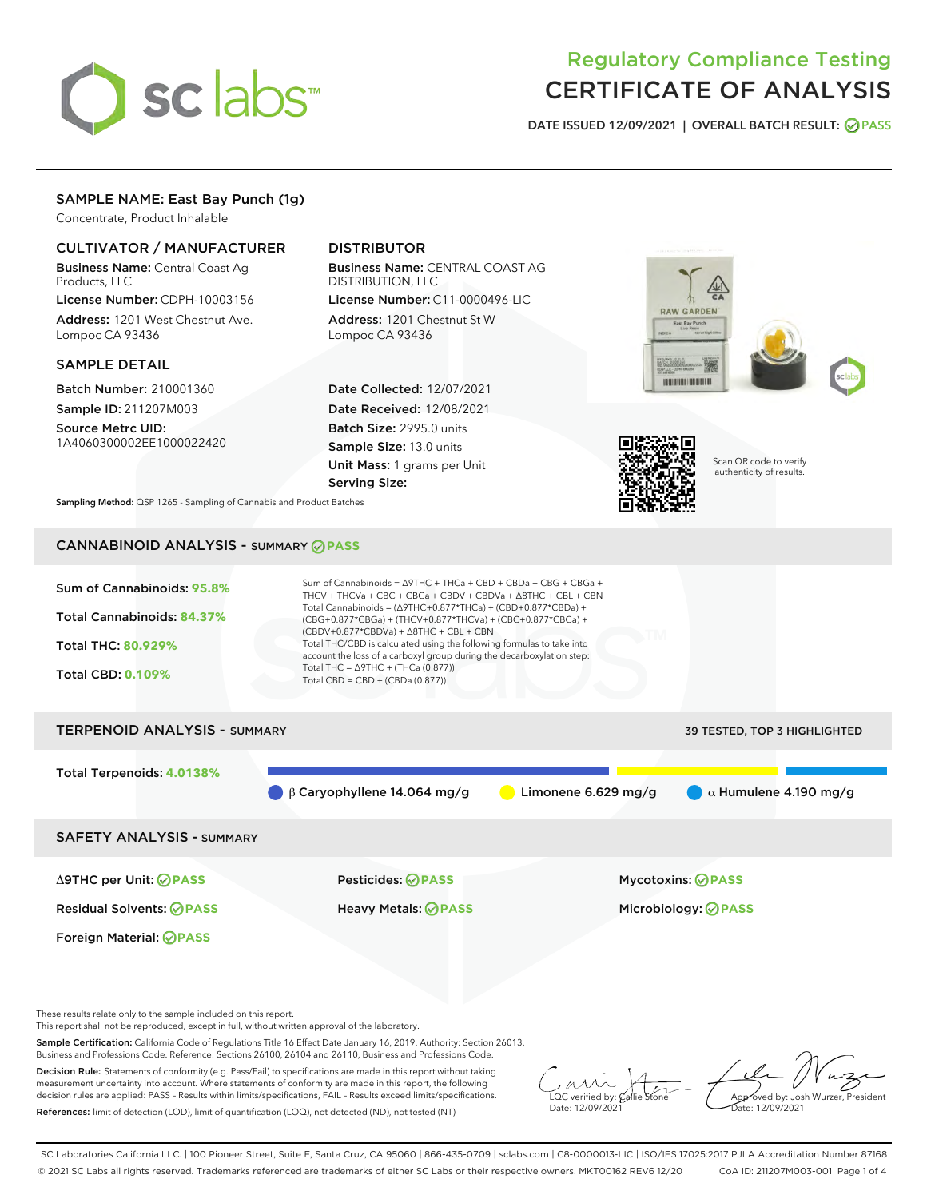# Regulatory Compliance Testing CERTIFICATE OF ANALYSIS

DATE ISSUED 12/09/2021 | OVERALL BATCH RESULT: PASS

## SAMPLE NAME: East Bay Punch (1g)

Concentrate, Product Inhalable

### CULTIVATOR / MANUFACTURER

**Business Name:** Central Coast Ag Products, LLC

**License Number:** CDPH-10003156

**Address:** 1201 West Chestnut Ave. Lompoc CA 93436

### DISTRIBUTOR

**Business Name:** CENTRAL COAST AG DISTRIBUTION, LLC

**License Number:** C11-0000496-LIC

**Address:** 1201 Chestnut St W Lompoc CA 93436

### SAMPLE DETAIL

**Batch Number:** 210001360

**Sample ID:** 211207M003

**Source Metrc UID:** 1A4060300002EE1000022420

**Date Collected:** 12/07/2021

**Date Received:** 12/08/2021

**Batch Size:** 2995.0 units

**Sample Size:** 13.0 units

**Unit Mass:** 1 grams per Unit

**Serving Size:**

Scan QR code to verify authenticity of results.

**Sampling Method:** QSP 1265 - Sampling of Cannabis and Product Batches

## CANNABINOID ANALYSIS - SUMMARY PASS

Sum of Cannabinoids: **95.8%**

Total Cannabinoids: **84.37%**

Total THC: **80.929%**

Total CBD: **0.109%**

Sum of Cannabinoids = Δ9THC + THCa + CBD + CBDa + CBG + CBGa + THCV + THCVa + CBC + CBCa + CBDV + CBDVa + Δ8THC + CBL + CBN

Total Cannabinoids = (Δ9THC+0.877*THCa) + (CBD+0.877*CBDa) + (CBG+0.877*CBGa) + (THCV+0.877*THCVa) + (CBC+0.877*CBCa) + (CBDV+0.877*CBDVa) + Δ8THC + CBL + CBN

Total THC/CBD is calculated using the following formulas to take into account the loss of a carboxyl group during the decarboxylation step:

Total THC = Δ9THC + (THCa (0.877))

Total CBD = CBD + (CBDa (0.877))

## TERPENOID ANALYSIS - SUMMARY

39 TESTED, TOP 3 HIGHLIGHTED

Total Terpenoids: **4.0138%**

β Caryophyllene 14.064 mg/g | Limonene 6.629 mg/g | α Humulene 4.190 mg/g

## SAFETY ANALYSIS - SUMMARY

| | | |
|---|---|---|
| Δ9THC per Unit: PASS | Pesticides: PASS | Mycotoxins: PASS |
| Residual Solvents: PASS | Heavy Metals: PASS | Microbiology: PASS |
| Foreign Material: PASS | | |

These results relate only to the sample included on this report.
This report shall not be reproduced, except in full, without written approval of the laboratory.

**Sample Certification:** California Code of Regulations Title 16 Effect Date January 16, 2019. Authority: Section 26013, Business and Professions Code. Reference: Sections 26100, 26104 and 26110, Business and Professions Code.

**Decision Rule:** Statements of conformity (e.g. Pass/Fail) to specifications are made in this report without taking measurement uncertainty into account. Where statements of conformity are made in this report, the following decision rules are applied: PASS – Results within limits/specifications, FAIL – Results exceed limits/specifications.

**References:** limit of detection (LOD), limit of quantification (LOQ), not detected (ND), not tested (NT)

LQC verified by: Callie Stone
Date: 12/09/2021

Approved by: Josh Wurzer, President
Date: 12/09/2021

SC Laboratories California LLC. | 100 Pioneer Street, Suite E, Santa Cruz, CA 95060 | 866-435-0709 | sclabs.com | C8-0000013-LIC | ISO/IES 17025:2017 PJLA Accreditation Number 87168
© 2021 SC Labs all rights reserved. Trademarks referenced are trademarks of either SC Labs or their respective owners. MKT00162 REV6 12/20 CoA ID: 211207M003-001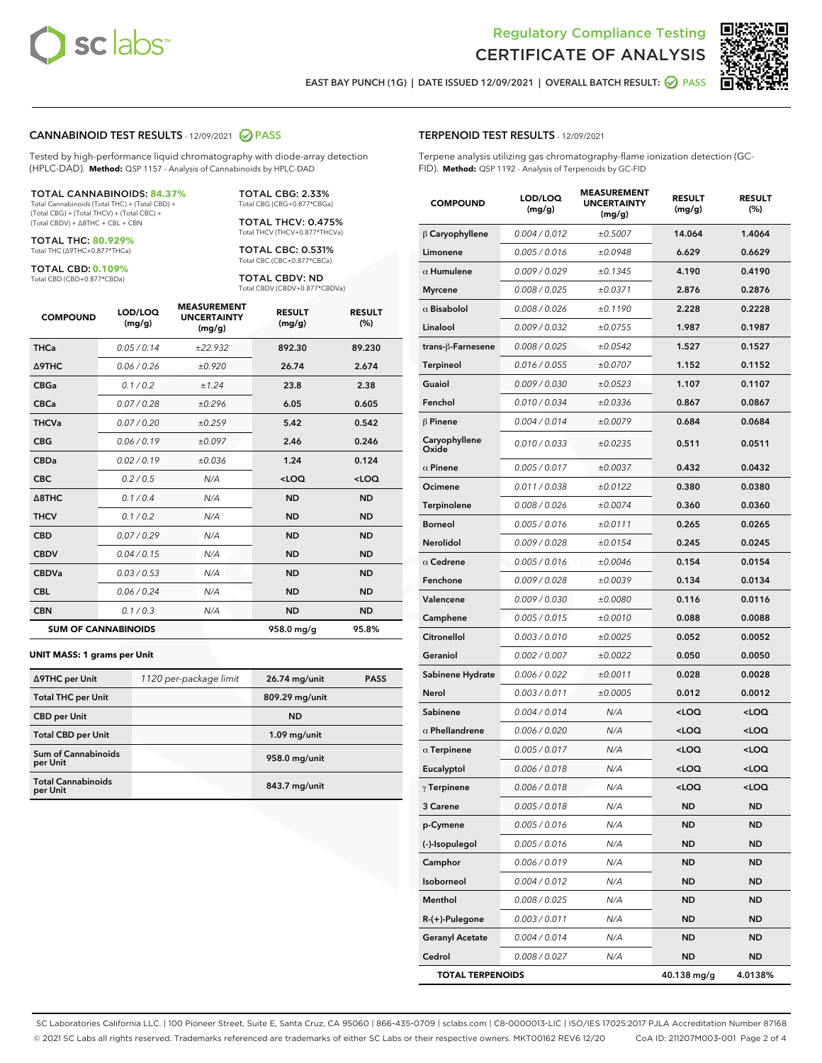Regulatory Compliance Testing
# CERTIFICATE OF ANALYSIS

EAST BAY PUNCH (1G) | DATE ISSUED 12/09/2021 | OVERALL BATCH RESULT: PASS

## CANNABINOID TEST RESULTS - 12/09/2021 PASS

Tested by high-performance liquid chromatography with diode-array detection (HPLC-DAD). **Method:** QSP 1157 - Analysis of Cannabinoids by HPLC-DAD

**TOTAL CANNABINOIDS: 84.37%**
Total Cannabinoids (Total THC) + (Total CBD) + (Total CBG) + (Total THCV) + (Total CBC) + (Total CBDV) + Δ8THC + CBL + CBN

**TOTAL THC: 80.929%**
Total THC (Δ9THC+0.877*THCa)

**TOTAL CBD: 0.109%**
Total CBD (CBD+0.877*CBDa)

**TOTAL CBG: 2.33%**
Total CBG (CBG+0.877*CBGa)

**TOTAL THCV: 0.475%**
Total THCV (THCV+0.877*THCVa)

**TOTAL CBC: 0.531%**
Total CBC (CBC+0.877*CBCa)

**TOTAL CBDV: ND**
Total CBDV (CBDV+0.877*CBDVa)

| COMPOUND | LOD/LOQ (mg/g) | MEASUREMENT UNCERTAINTY (mg/g) | RESULT (mg/g) | RESULT (%) |
|---|---|---|---|---|
| THCa | 0.05 / 0.14 | ±22.932 | 892.30 | 89.230 |
| Δ9THC | 0.06 / 0.26 | ±0.920 | 26.74 | 2.674 |
| CBGa | 0.1 / 0.2 | ±1.24 | 23.8 | 2.38 |
| CBCa | 0.07 / 0.28 | ±0.296 | 6.05 | 0.605 |
| THCVa | 0.07 / 0.20 | ±0.259 | 5.42 | 0.542 |
| CBG | 0.06 / 0.19 | ±0.097 | 2.46 | 0.246 |
| CBDa | 0.02 / 0.19 | ±0.036 | 1.24 | 0.124 |
| CBC | 0.2 / 0.5 | N/A | <LOQ | <LOQ |
| Δ8THC | 0.1 / 0.4 | N/A | ND | ND |
| THCV | 0.1 / 0.2 | N/A | ND | ND |
| CBD | 0.07 / 0.29 | N/A | ND | ND |
| CBDV | 0.04 / 0.15 | N/A | ND | ND |
| CBDVa | 0.03 / 0.53 | N/A | ND | ND |
| CBL | 0.06 / 0.24 | N/A | ND | ND |
| CBN | 0.1 / 0.3 | N/A | ND | ND |
| **SUM OF CANNABINOIDS** | | | 958.0 mg/g | 95.8% |

**UNIT MASS: 1 grams per Unit**

| | | | |
|---|---|---|---|
| Δ9THC per Unit | 1120 per-package limit | 26.74 mg/unit | PASS |
| Total THC per Unit | | 809.29 mg/unit | |
| CBD per Unit | | ND | |
| Total CBD per Unit | | 1.09 mg/unit | |
| Sum of Cannabinoids per Unit | | 958.0 mg/unit | |
| Total Cannabinoids per Unit | | 843.7 mg/unit | |

## TERPENOID TEST RESULTS - 12/09/2021

Terpene analysis utilizing gas chromatography-flame ionization detection (GC-FID). **Method:** QSP 1192 - Analysis of Terpenoids by GC-FID

| COMPOUND | LOD/LOQ (mg/g) | MEASUREMENT UNCERTAINTY (mg/g) | RESULT (mg/g) | RESULT (%) |
|---|---|---|---|---|
| β Caryophyllene | 0.004 / 0.012 | ±0.5007 | 14.064 | 1.4064 |
| Limonene | 0.005 / 0.016 | ±0.0948 | 6.629 | 0.6629 |
| α Humulene | 0.009 / 0.029 | ±0.1345 | 4.190 | 0.4190 |
| Myrcene | 0.008 / 0.025 | ±0.0371 | 2.876 | 0.2876 |
| α Bisabolol | 0.008 / 0.026 | ±0.1190 | 2.228 | 0.2228 |
| Linalool | 0.009 / 0.032 | ±0.0755 | 1.987 | 0.1987 |
| trans-β-Farnesene | 0.008 / 0.025 | ±0.0542 | 1.527 | 0.1527 |
| Terpineol | 0.016 / 0.055 | ±0.0707 | 1.152 | 0.1152 |
| Guaiol | 0.009 / 0.030 | ±0.0523 | 1.107 | 0.1107 |
| Fenchol | 0.010 / 0.034 | ±0.0336 | 0.867 | 0.0867 |
| β Pinene | 0.004 / 0.014 | ±0.0079 | 0.684 | 0.0684 |
| Caryophyllene Oxide | 0.010 / 0.033 | ±0.0235 | 0.511 | 0.0511 |
| α Pinene | 0.005 / 0.017 | ±0.0037 | 0.432 | 0.0432 |
| Ocimene | 0.011 / 0.038 | ±0.0122 | 0.380 | 0.0380 |
| Terpinolene | 0.008 / 0.026 | ±0.0074 | 0.360 | 0.0360 |
| Borneol | 0.005 / 0.016 | ±0.0111 | 0.265 | 0.0265 |
| Nerolidol | 0.009 / 0.028 | ±0.0154 | 0.245 | 0.0245 |
| α Cedrene | 0.005 / 0.016 | ±0.0046 | 0.154 | 0.0154 |
| Fenchone | 0.009 / 0.028 | ±0.0039 | 0.134 | 0.0134 |
| Valencene | 0.009 / 0.030 | ±0.0080 | 0.116 | 0.0116 |
| Camphene | 0.005 / 0.015 | ±0.0010 | 0.088 | 0.0088 |
| Citronellol | 0.003 / 0.010 | ±0.0025 | 0.052 | 0.0052 |
| Geraniol | 0.002 / 0.007 | ±0.0022 | 0.050 | 0.0050 |
| Sabinene Hydrate | 0.006 / 0.022 | ±0.0011 | 0.028 | 0.0028 |
| Nerol | 0.003 / 0.011 | ±0.0005 | 0.012 | 0.0012 |
| Sabinene | 0.004 / 0.014 | N/A | <LOQ | <LOQ |
| α Phellandrene | 0.006 / 0.020 | N/A | <LOQ | <LOQ |
| α Terpinene | 0.005 / 0.017 | N/A | <LOQ | <LOQ |
| Eucalyptol | 0.006 / 0.018 | N/A | <LOQ | <LOQ |
| γ Terpinene | 0.006 / 0.018 | N/A | <LOQ | <LOQ |
| 3 Carene | 0.005 / 0.018 | N/A | ND | ND |
| p-Cymene | 0.005 / 0.016 | N/A | ND | ND |
| (-)-Isopulegol | 0.005 / 0.016 | N/A | ND | ND |
| Camphor | 0.006 / 0.019 | N/A | ND | ND |
| Isoborneol | 0.004 / 0.012 | N/A | ND | ND |
| Menthol | 0.008 / 0.025 | N/A | ND | ND |
| R-(+)-Pulegone | 0.003 / 0.011 | N/A | ND | ND |
| Geranyl Acetate | 0.004 / 0.014 | N/A | ND | ND |
| Cedrol | 0.008 / 0.027 | N/A | ND | ND |
| **TOTAL TERPENOIDS** | | | 40.138 mg/g | 4.0138% |

SC Laboratories California LLC. | 100 Pioneer Street, Suite E, Santa Cruz, CA 95060 | 866-435-0709 | sclabs.com | C8-0000013-LIC | ISO/IES 17025:2017 PJLA Accreditation Number 87168
© 2021 SC Labs all rights reserved. Trademarks referenced are trademarks of either SC Labs or their respective owners. MKT00162 REV6 12/20 CoA ID: 211207M003-001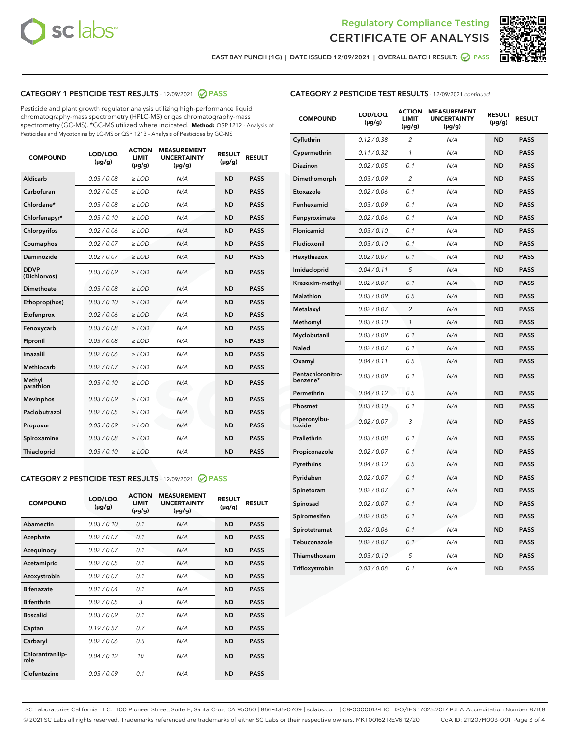Regulatory Compliance Testing
# CERTIFICATE OF ANALYSIS

EAST BAY PUNCH (1G) | DATE ISSUED 12/09/2021 | OVERALL BATCH RESULT: PASS

## CATEGORY 1 PESTICIDE TEST RESULTS - 12/09/2021 PASS

Pesticide and plant growth regulator analysis utilizing high-performance liquid chromatography-mass spectrometry (HPLC-MS) or gas chromatography-mass spectrometry (GC-MS). *GC-MS utilized where indicated. **Method:** QSP 1212 - Analysis of Pesticides and Mycotoxins by LC-MS or QSP 1213 - Analysis of Pesticides by GC-MS

| COMPOUND | LOD/LOQ (µg/g) | ACTION LIMIT (µg/g) | MEASUREMENT UNCERTAINTY (µg/g) | RESULT (µg/g) | RESULT |
|---|---|---|---|---|---|
| Aldicarb | 0.03 / 0.08 | ≥ LOD | N/A | ND | PASS |
| Carbofuran | 0.02 / 0.05 | ≥ LOD | N/A | ND | PASS |
| Chlordane* | 0.03 / 0.08 | ≥ LOD | N/A | ND | PASS |
| Chlorfenapyr* | 0.03 / 0.10 | ≥ LOD | N/A | ND | PASS |
| Chlorpyrifos | 0.02 / 0.06 | ≥ LOD | N/A | ND | PASS |
| Coumaphos | 0.02 / 0.07 | ≥ LOD | N/A | ND | PASS |
| Daminozide | 0.02 / 0.07 | ≥ LOD | N/A | ND | PASS |
| DDVP (Dichlorvos) | 0.03 / 0.09 | ≥ LOD | N/A | ND | PASS |
| Dimethoate | 0.03 / 0.08 | ≥ LOD | N/A | ND | PASS |
| Ethoprop(hos) | 0.03 / 0.10 | ≥ LOD | N/A | ND | PASS |
| Etofenprox | 0.02 / 0.06 | ≥ LOD | N/A | ND | PASS |
| Fenoxycarb | 0.03 / 0.08 | ≥ LOD | N/A | ND | PASS |
| Fipronil | 0.03 / 0.08 | ≥ LOD | N/A | ND | PASS |
| Imazalil | 0.02 / 0.06 | ≥ LOD | N/A | ND | PASS |
| Methiocarb | 0.02 / 0.07 | ≥ LOD | N/A | ND | PASS |
| Methyl parathion | 0.03 / 0.10 | ≥ LOD | N/A | ND | PASS |
| Mevinphos | 0.03 / 0.09 | ≥ LOD | N/A | ND | PASS |
| Paclobutrazol | 0.02 / 0.05 | ≥ LOD | N/A | ND | PASS |
| Propoxur | 0.03 / 0.09 | ≥ LOD | N/A | ND | PASS |
| Spiroxamine | 0.03 / 0.08 | ≥ LOD | N/A | ND | PASS |
| Thiacloprid | 0.03 / 0.10 | ≥ LOD | N/A | ND | PASS |

## CATEGORY 2 PESTICIDE TEST RESULTS - 12/09/2021 PASS

| COMPOUND | LOD/LOQ (µg/g) | ACTION LIMIT (µg/g) | MEASUREMENT UNCERTAINTY (µg/g) | RESULT (µg/g) | RESULT |
|---|---|---|---|---|---|
| Abamectin | 0.03 / 0.10 | 0.1 | N/A | ND | PASS |
| Acephate | 0.02 / 0.07 | 0.1 | N/A | ND | PASS |
| Acequinocyl | 0.02 / 0.07 | 0.1 | N/A | ND | PASS |
| Acetamiprid | 0.02 / 0.05 | 0.1 | N/A | ND | PASS |
| Azoxystrobin | 0.02 / 0.07 | 0.1 | N/A | ND | PASS |
| Bifenazate | 0.01 / 0.04 | 0.1 | N/A | ND | PASS |
| Bifenthrin | 0.02 / 0.05 | 3 | N/A | ND | PASS |
| Boscalid | 0.03 / 0.09 | 0.1 | N/A | ND | PASS |
| Captan | 0.19 / 0.57 | 0.7 | N/A | ND | PASS |
| Carbaryl | 0.02 / 0.06 | 0.5 | N/A | ND | PASS |
| Chlorantraniliprole | 0.04 / 0.12 | 10 | N/A | ND | PASS |
| Clofentezine | 0.03 / 0.09 | 0.1 | N/A | ND | PASS |
| Cyfluthrin | 0.12 / 0.38 | 2 | N/A | ND | PASS |
| Cypermethrin | 0.11 / 0.32 | 1 | N/A | ND | PASS |
| Diazinon | 0.02 / 0.05 | 0.1 | N/A | ND | PASS |
| Dimethomorph | 0.03 / 0.09 | 2 | N/A | ND | PASS |
| Etoxazole | 0.02 / 0.06 | 0.1 | N/A | ND | PASS |
| Fenhexamid | 0.03 / 0.09 | 0.1 | N/A | ND | PASS |
| Fenpyroximate | 0.02 / 0.06 | 0.1 | N/A | ND | PASS |
| Flonicamid | 0.03 / 0.10 | 0.1 | N/A | ND | PASS |
| Fludioxonil | 0.03 / 0.10 | 0.1 | N/A | ND | PASS |
| Hexythiazox | 0.02 / 0.07 | 0.1 | N/A | ND | PASS |
| Imidacloprid | 0.04 / 0.11 | 5 | N/A | ND | PASS |
| Kresoxim-methyl | 0.02 / 0.07 | 0.1 | N/A | ND | PASS |
| Malathion | 0.03 / 0.09 | 0.5 | N/A | ND | PASS |
| Metalaxyl | 0.02 / 0.07 | 2 | N/A | ND | PASS |
| Methomyl | 0.03 / 0.10 | 1 | N/A | ND | PASS |
| Myclobutanil | 0.03 / 0.09 | 0.1 | N/A | ND | PASS |
| Naled | 0.02 / 0.07 | 0.1 | N/A | ND | PASS |
| Oxamyl | 0.04 / 0.11 | 0.5 | N/A | ND | PASS |
| Pentachloronitrobenzene* | 0.03 / 0.09 | 0.1 | N/A | ND | PASS |
| Permethrin | 0.04 / 0.12 | 0.5 | N/A | ND | PASS |
| Phosmet | 0.03 / 0.10 | 0.1 | N/A | ND | PASS |
| Piperonylbutoxide | 0.02 / 0.07 | 3 | N/A | ND | PASS |
| Prallethrin | 0.03 / 0.08 | 0.1 | N/A | ND | PASS |
| Propiconazole | 0.02 / 0.07 | 0.1 | N/A | ND | PASS |
| Pyrethrins | 0.04 / 0.12 | 0.5 | N/A | ND | PASS |
| Pyridaben | 0.02 / 0.07 | 0.1 | N/A | ND | PASS |
| Spinetoram | 0.02 / 0.07 | 0.1 | N/A | ND | PASS |
| Spinosad | 0.02 / 0.07 | 0.1 | N/A | ND | PASS |
| Spiromesifen | 0.02 / 0.05 | 0.1 | N/A | ND | PASS |
| Spirotetramat | 0.02 / 0.06 | 0.1 | N/A | ND | PASS |
| Tebuconazole | 0.02 / 0.07 | 0.1 | N/A | ND | PASS |
| Thiamethoxam | 0.03 / 0.10 | 5 | N/A | ND | PASS |
| Trifloxystrobin | 0.03 / 0.08 | 0.1 | N/A | ND | PASS |

SC Laboratories California LLC. | 100 Pioneer Street, Suite E, Santa Cruz, CA 95060 | 866-435-0709 | sclabs.com | C8-0000013-LIC | ISO/IES 17025:2017 PJLA Accreditation Number 87168
© 2021 SC Labs all rights reserved. Trademarks referenced are trademarks of either SC Labs or their respective owners. MKT00162 REV6 12/20 CoA ID: 211207M003-001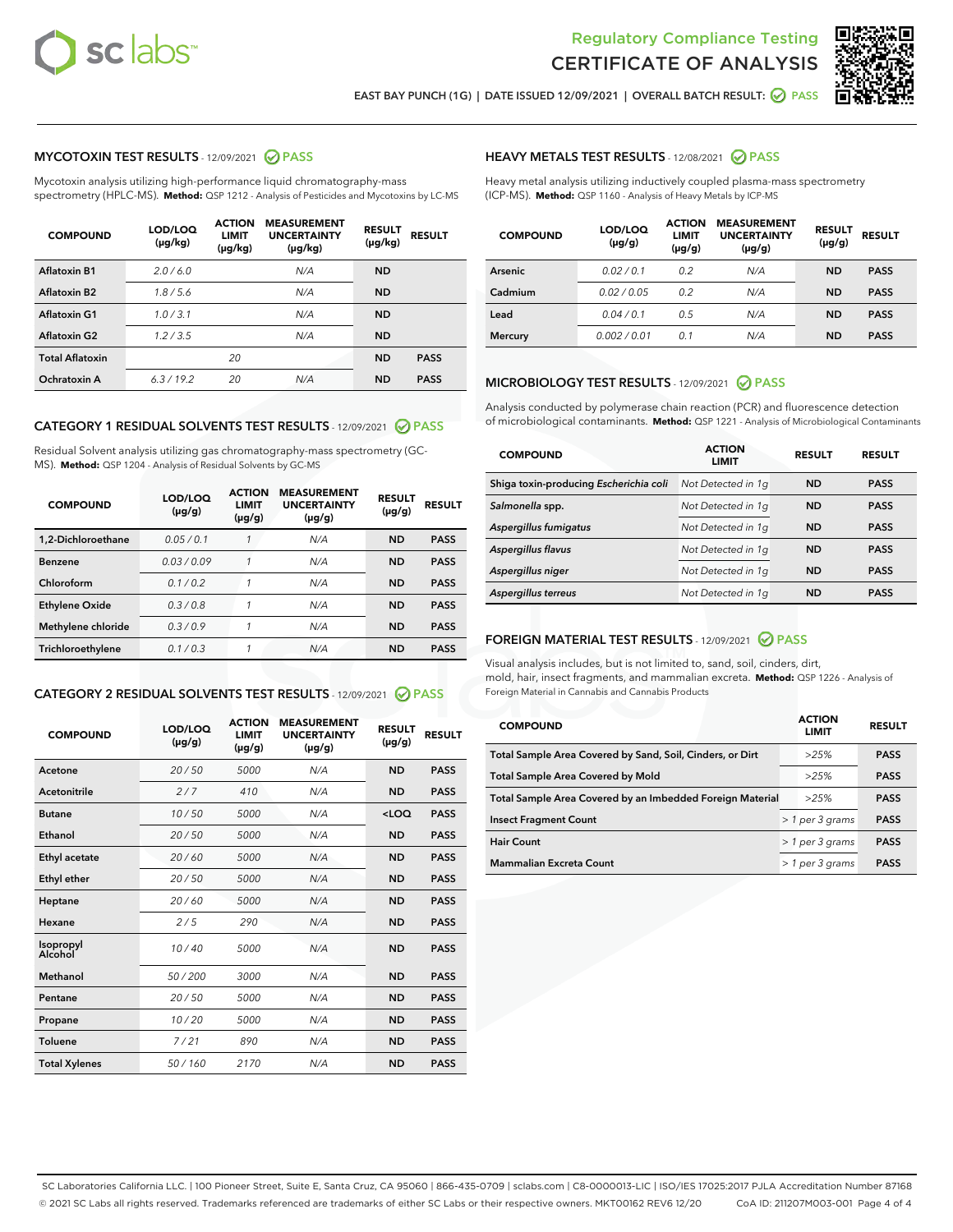Regulatory Compliance Testing
# CERTIFICATE OF ANALYSIS

EAST BAY PUNCH (1G) | DATE ISSUED 12/09/2021 | OVERALL BATCH RESULT: PASS

## MYCOTOXIN TEST RESULTS - 12/09/2021 PASS

Mycotoxin analysis utilizing high-performance liquid chromatography-mass spectrometry (HPLC-MS). **Method:** QSP 1212 - Analysis of Pesticides and Mycotoxins by LC-MS

| COMPOUND | LOD/LOQ (μg/kg) | ACTION LIMIT (μg/kg) | MEASUREMENT UNCERTAINTY (μg/kg) | RESULT (μg/kg) | RESULT |
|---|---|---|---|---|---|
| Aflatoxin B1 | 2.0 / 6.0 | | N/A | ND | |
| Aflatoxin B2 | 1.8 / 5.6 | | N/A | ND | |
| Aflatoxin G1 | 1.0 / 3.1 | | N/A | ND | |
| Aflatoxin G2 | 1.2 / 3.5 | | N/A | ND | |
| Total Aflatoxin | | 20 | | ND | PASS |
| Ochratoxin A | 6.3 / 19.2 | 20 | N/A | ND | PASS |

## CATEGORY 1 RESIDUAL SOLVENTS TEST RESULTS - 12/09/2021 PASS

Residual Solvent analysis utilizing gas chromatography-mass spectrometry (GC-MS). **Method:** QSP 1204 - Analysis of Residual Solvents by GC-MS

| COMPOUND | LOD/LOQ (μg/g) | ACTION LIMIT (μg/g) | MEASUREMENT UNCERTAINTY (μg/g) | RESULT (μg/g) | RESULT |
|---|---|---|---|---|---|
| 1,2-Dichloroethane | 0.05 / 0.1 | 1 | N/A | ND | PASS |
| Benzene | 0.03 / 0.09 | 1 | N/A | ND | PASS |
| Chloroform | 0.1 / 0.2 | 1 | N/A | ND | PASS |
| Ethylene Oxide | 0.3 / 0.8 | 1 | N/A | ND | PASS |
| Methylene chloride | 0.3 / 0.9 | 1 | N/A | ND | PASS |
| Trichloroethylene | 0.1 / 0.3 | 1 | N/A | ND | PASS |

## CATEGORY 2 RESIDUAL SOLVENTS TEST RESULTS - 12/09/2021 PASS

| COMPOUND | LOD/LOQ (μg/g) | ACTION LIMIT (μg/g) | MEASUREMENT UNCERTAINTY (μg/g) | RESULT (μg/g) | RESULT |
|---|---|---|---|---|---|
| Acetone | 20 / 50 | 5000 | N/A | ND | PASS |
| Acetonitrile | 2 / 7 | 410 | N/A | ND | PASS |
| Butane | 10 / 50 | 5000 | N/A | <LOQ | PASS |
| Ethanol | 20 / 50 | 5000 | N/A | ND | PASS |
| Ethyl acetate | 20 / 60 | 5000 | N/A | ND | PASS |
| Ethyl ether | 20 / 50 | 5000 | N/A | ND | PASS |
| Heptane | 20 / 60 | 5000 | N/A | ND | PASS |
| Hexane | 2 / 5 | 290 | N/A | ND | PASS |
| Isopropyl Alcohol | 10 / 40 | 5000 | N/A | ND | PASS |
| Methanol | 50 / 200 | 3000 | N/A | ND | PASS |
| Pentane | 20 / 50 | 5000 | N/A | ND | PASS |
| Propane | 10 / 20 | 5000 | N/A | ND | PASS |
| Toluene | 7 / 21 | 890 | N/A | ND | PASS |
| Total Xylenes | 50 / 160 | 2170 | N/A | ND | PASS |

## HEAVY METALS TEST RESULTS - 12/08/2021 PASS

Heavy metal analysis utilizing inductively coupled plasma-mass spectrometry (ICP-MS). **Method:** QSP 1160 - Analysis of Heavy Metals by ICP-MS

| COMPOUND | LOD/LOQ (μg/g) | ACTION LIMIT (μg/g) | MEASUREMENT UNCERTAINTY (μg/g) | RESULT (μg/g) | RESULT |
|---|---|---|---|---|---|
| Arsenic | 0.02 / 0.1 | 0.2 | N/A | ND | PASS |
| Cadmium | 0.02 / 0.05 | 0.2 | N/A | ND | PASS |
| Lead | 0.04 / 0.1 | 0.5 | N/A | ND | PASS |
| Mercury | 0.002 / 0.01 | 0.1 | N/A | ND | PASS |

## MICROBIOLOGY TEST RESULTS - 12/09/2021 PASS

Analysis conducted by polymerase chain reaction (PCR) and fluorescence detection of microbiological contaminants. **Method:** QSP 1221 - Analysis of Microbiological Contaminants

| COMPOUND | ACTION LIMIT | RESULT | RESULT |
|---|---|---|---|
| Shiga toxin-producing *Escherichia coli* | Not Detected in 1g | ND | PASS |
| *Salmonella* spp. | Not Detected in 1g | ND | PASS |
| *Aspergillus fumigatus* | Not Detected in 1g | ND | PASS |
| *Aspergillus flavus* | Not Detected in 1g | ND | PASS |
| *Aspergillus niger* | Not Detected in 1g | ND | PASS |
| *Aspergillus terreus* | Not Detected in 1g | ND | PASS |

## FOREIGN MATERIAL TEST RESULTS - 12/09/2021 PASS

Visual analysis includes, but is not limited to, sand, soil, cinders, dirt, mold, hair, insect fragments, and mammalian excreta. **Method:** QSP 1226 - Analysis of Foreign Material in Cannabis and Cannabis Products

| COMPOUND | ACTION LIMIT | RESULT |
|---|---|---|
| Total Sample Area Covered by Sand, Soil, Cinders, or Dirt | >25% | PASS |
| Total Sample Area Covered by Mold | >25% | PASS |
| Total Sample Area Covered by an Imbedded Foreign Material | >25% | PASS |
| Insect Fragment Count | > 1 per 3 grams | PASS |
| Hair Count | > 1 per 3 grams | PASS |
| Mammalian Excreta Count | > 1 per 3 grams | PASS |

SC Laboratories California LLC. | 100 Pioneer Street, Suite E, Santa Cruz, CA 95060 | 866-435-0709 | sclabs.com | C8-0000013-LIC | ISO/IES 17025:2017 PJLA Accreditation Number 87168
© 2021 SC Labs all rights reserved. Trademarks referenced are trademarks of either SC Labs or their respective owners. MKT00162 REV6 12/20 CoA ID: 211207M003-001